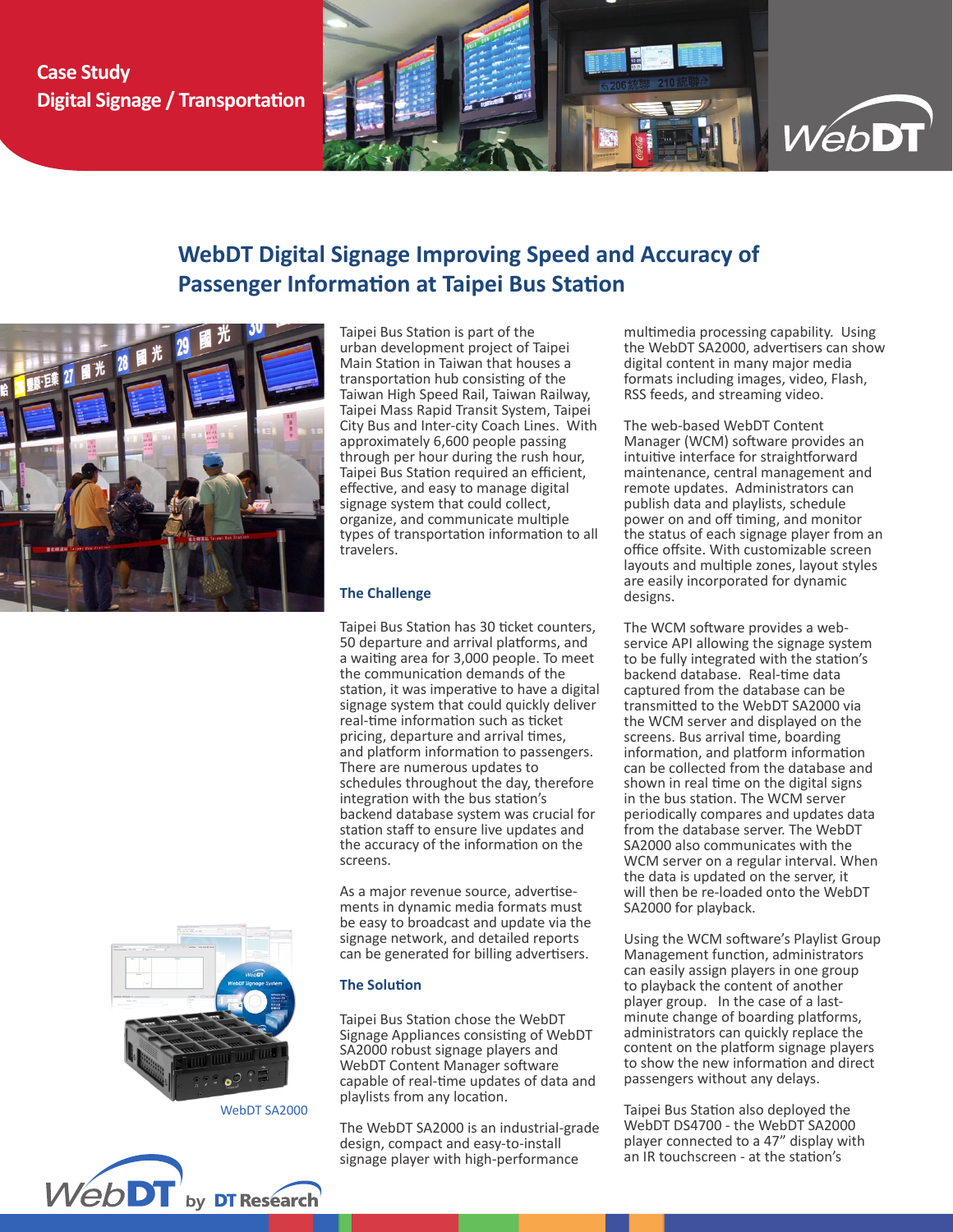Case Study
Digital Signage / Transportation

# WebDT Digital Signage Improving Speed and Accuracy of Passenger Information at Taipei Bus Station

Taipei Bus Station is part of the urban development project of Taipei Main Station in Taiwan that houses a transportation hub consisting of the Taiwan High Speed Rail, Taiwan Railway, Taipei Mass Rapid Transit System, Taipei City Bus and Inter-city Coach Lines. With approximately 6,600 people passing through per hour during the rush hour, Taipei Bus Station required an efficient, effective, and easy to manage digital signage system that could collect, organize, and communicate multiple types of transportation information to all travelers.

## The Challenge

Taipei Bus Station has 30 ticket counters, 50 departure and arrival platforms, and a waiting area for 3,000 people. To meet the communication demands of the station, it was imperative to have a digital signage system that could quickly deliver real-time information such as ticket pricing, departure and arrival times, and platform information to passengers. There are numerous updates to schedules throughout the day, therefore integration with the bus station's backend database system was crucial for station staff to ensure live updates and the accuracy of the information on the screens.

As a major revenue source, advertisements in dynamic media formats must be easy to broadcast and update via the signage network, and detailed reports can be generated for billing advertisers.

## The Solution

Taipei Bus Station chose the WebDT Signage Appliances consisting of WebDT SA2000 robust signage players and WebDT Content Manager software capable of real-time updates of data and playlists from any location.

The WebDT SA2000 is an industrial-grade design, compact and easy-to-install signage player with high-performance multimedia processing capability. Using the WebDT SA2000, advertisers can show digital content in many major media formats including images, video, Flash, RSS feeds, and streaming video.

The web-based WebDT Content Manager (WCM) software provides an intuitive interface for straightforward maintenance, central management and remote updates. Administrators can publish data and playlists, schedule power on and off timing, and monitor the status of each signage player from an office offsite. With customizable screen layouts and multiple zones, layout styles are easily incorporated for dynamic designs.

The WCM software provides a web-service API allowing the signage system to be fully integrated with the station's backend database. Real-time data captured from the database can be transmitted to the WebDT SA2000 via the WCM server and displayed on the screens. Bus arrival time, boarding information, and platform information can be collected from the database and shown in real time on the digital signs in the bus station. The WCM server periodically compares and updates data from the database server. The WebDT SA2000 also communicates with the WCM server on a regular interval. When the data is updated on the server, it will then be re-loaded onto the WebDT SA2000 for playback.

Using the WCM software's Playlist Group Management function, administrators can easily assign players in one group to playback the content of another player group. In the case of a last-minute change of boarding platforms, administrators can quickly replace the content on the platform signage players to show the new information and direct passengers without any delays.

Taipei Bus Station also deployed the WebDT DS4700 - the WebDT SA2000 player connected to a 47" display with an IR touchscreen - at the station's

WebDT SA2000

WebDT by DT Research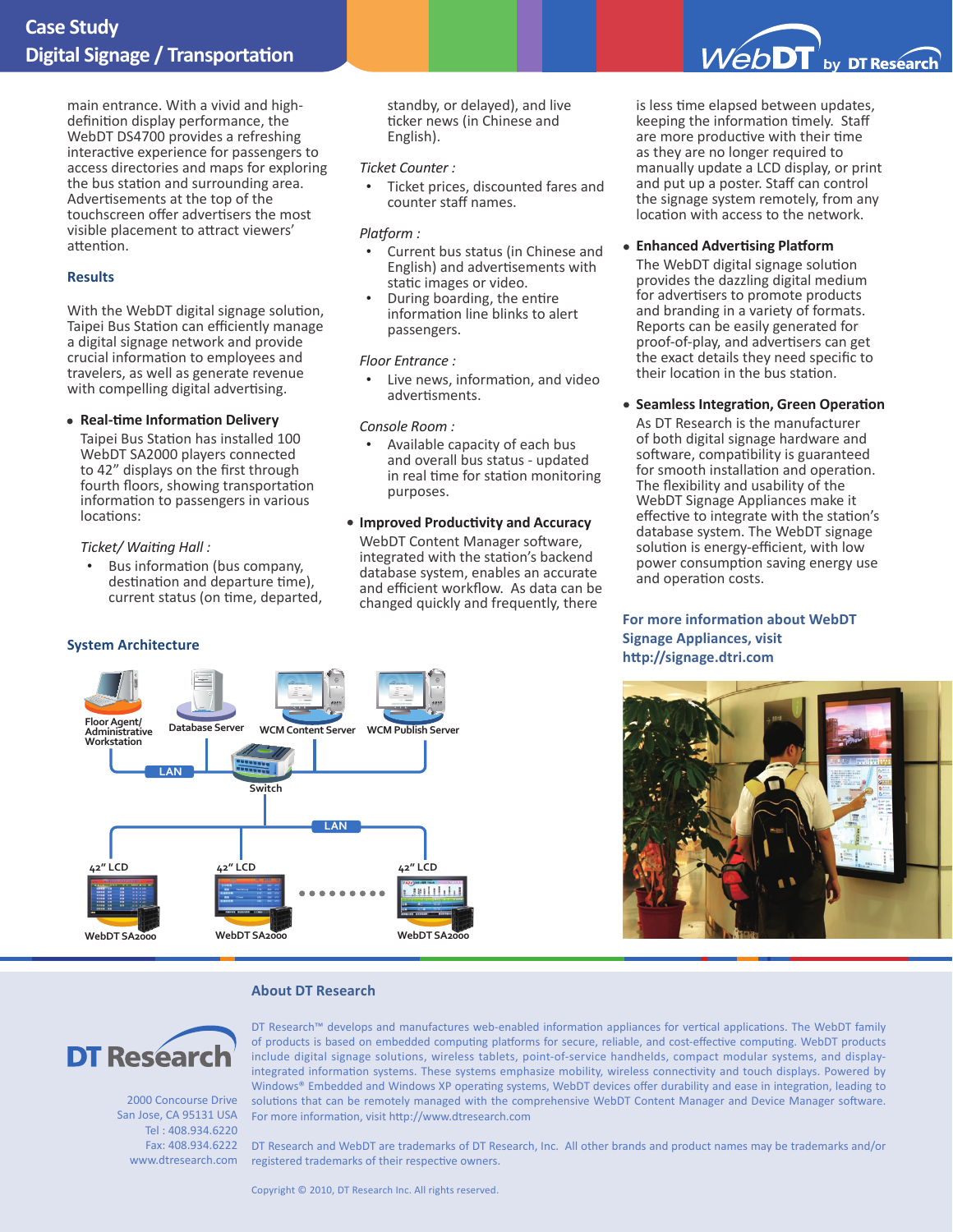main entrance. With a vivid and high-definition display performance, the WebDT DS4700 provides a refreshing interactive experience for passengers to access directories and maps for exploring the bus station and surrounding area. Advertisements at the top of the touchscreen offer advertisers the most visible placement to attract viewers' attention.

### Results

With the WebDT digital signage solution, Taipei Bus Station can efficiently manage a digital signage network and provide crucial information to employees and travelers, as well as generate revenue with compelling digital advertising.

- **Real-time Information Delivery**
  Taipei Bus Station has installed 100 WebDT SA2000 players connected to 42" displays on the first through fourth floors, showing transportation information to passengers in various locations:

  *Ticket/ Waiting Hall :*
  - Bus information (bus company, destination and departure time), current status (on time, departed, standby, or delayed), and live ticker news (in Chinese and English).

  *Ticket Counter :*
  - Ticket prices, discounted fares and counter staff names.

  *Platform :*
  - Current bus status (in Chinese and English) and advertisements with static images or video.
  - During boarding, the entire information line blinks to alert passengers.

  *Floor Entrance :*
  - Live news, information, and video advertisments.

  *Console Room :*
  - Available capacity of each bus and overall bus status - updated in real time for station monitoring purposes.

- **Improved Productivity and Accuracy**
  WebDT Content Manager software, integrated with the station's backend database system, enables an accurate and efficient workflow. As data can be changed quickly and frequently, there is less time elapsed between updates, keeping the information timely. Staff are more productive with their time as they are no longer required to manually update a LCD display, or print and put up a poster. Staff can control the signage system remotely, from any location with access to the network.

- **Enhanced Advertising Platform**
  The WebDT digital signage solution provides the dazzling digital medium for advertisers to promote products and branding in a variety of formats. Reports can be easily generated for proof-of-play, and advertisers can get the exact details they need specific to their location in the bus station.

- **Seamless Integration, Green Operation**
  As DT Research is the manufacturer of both digital signage hardware and software, compatibility is guaranteed for smooth installation and operation. The flexibility and usability of the WebDT Signage Appliances make it effective to integrate with the station's database system. The WebDT signage solution is energy-efficient, with low power consumption saving energy use and operation costs.

### System Architecture

Floor Agent/ Administrative Workstation
Database Server
WCM Content Server
WCM Publish Server
LAN
Switch
LAN
42" LCD
42" LCD
42" LCD
WebDT SA2000
WebDT SA2000
WebDT SA2000

**For more information about WebDT Signage Appliances, visit http://signage.dtri.com**

### About DT Research

DT Research™ develops and manufactures web-enabled information appliances for vertical applications. The WebDT family of products is based on embedded computing platforms for secure, reliable, and cost-effective computing. WebDT products include digital signage solutions, wireless tablets, point-of-service handhelds, compact modular systems, and display-integrated information systems. These systems emphasize mobility, wireless connectivity and touch displays. Powered by Windows® Embedded and Windows XP operating systems, WebDT devices offer durability and ease in integration, leading to solutions that can be remotely managed with the comprehensive WebDT Content Manager and Device Manager software. For more information, visit http://www.dtresearch.com

DT Research and WebDT are trademarks of DT Research, Inc. All other brands and product names may be trademarks and/or registered trademarks of their respective owners.

Copyright © 2010, DT Research Inc. All rights reserved.

DT Research
2000 Concourse Drive
San Jose, CA 95131 USA
Tel : 408.934.6220
Fax: 408.934.6222
www.dtresearch.com